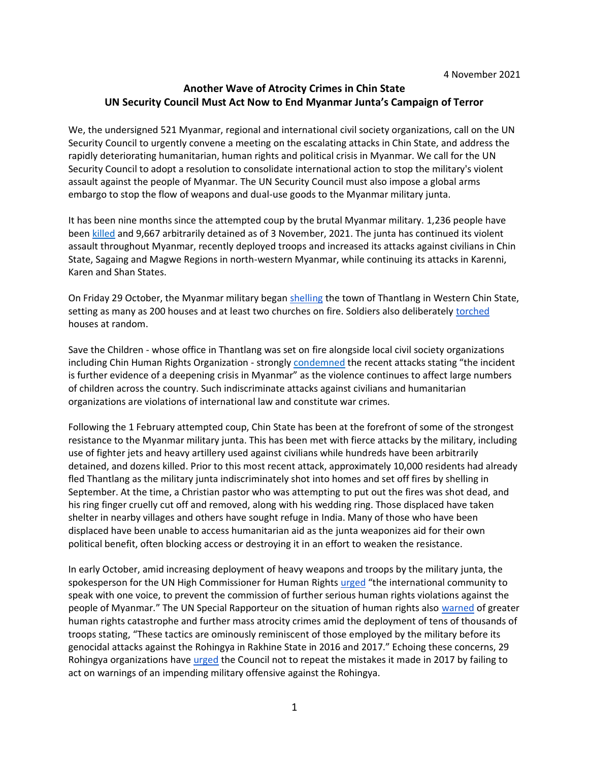4 November 2021

# Another Wave of Atrocity Crimes in Chin State
## UN Security Council Must Act Now to End Myanmar Junta's Campaign of Terror

We, the undersigned 521 Myanmar, regional and international civil society organizations, call on the UN Security Council to urgently convene a meeting on the escalating attacks in Chin State, and address the rapidly deteriorating humanitarian, human rights and political crisis in Myanmar. We call for the UN Security Council to adopt a resolution to consolidate international action to stop the military's violent assault against the people of Myanmar. The UN Security Council must also impose a global arms embargo to stop the flow of weapons and dual-use goods to the Myanmar military junta.

It has been nine months since the attempted coup by the brutal Myanmar military. 1,236 people have been killed and 9,667 arbitrarily detained as of 3 November, 2021. The junta has continued its violent assault throughout Myanmar, recently deployed troops and increased its attacks against civilians in Chin State, Sagaing and Magwe Regions in north-western Myanmar, while continuing its attacks in Karenni, Karen and Shan States.

On Friday 29 October, the Myanmar military began shelling the town of Thantlang in Western Chin State, setting as many as 200 houses and at least two churches on fire. Soldiers also deliberately torched houses at random.

Save the Children - whose office in Thantlang was set on fire alongside local civil society organizations including Chin Human Rights Organization - strongly condemned the recent attacks stating "the incident is further evidence of a deepening crisis in Myanmar" as the violence continues to affect large numbers of children across the country. Such indiscriminate attacks against civilians and humanitarian organizations are violations of international law and constitute war crimes.

Following the 1 February attempted coup, Chin State has been at the forefront of some of the strongest resistance to the Myanmar military junta. This has been met with fierce attacks by the military, including use of fighter jets and heavy artillery used against civilians while hundreds have been arbitrarily detained, and dozens killed. Prior to this most recent attack, approximately 10,000 residents had already fled Thantlang as the military junta indiscriminately shot into homes and set off fires by shelling in September. At the time, a Christian pastor who was attempting to put out the fires was shot dead, and his ring finger cruelly cut off and removed, along with his wedding ring. Those displaced have taken shelter in nearby villages and others have sought refuge in India. Many of those who have been displaced have been unable to access humanitarian aid as the junta weaponizes aid for their own political benefit, often blocking access or destroying it in an effort to weaken the resistance.

In early October, amid increasing deployment of heavy weapons and troops by the military junta, the spokesperson for the UN High Commissioner for Human Rights urged "the international community to speak with one voice, to prevent the commission of further serious human rights violations against the people of Myanmar." The UN Special Rapporteur on the situation of human rights also warned of greater human rights catastrophe and further mass atrocity crimes amid the deployment of tens of thousands of troops stating, "These tactics are ominously reminiscent of those employed by the military before its genocidal attacks against the Rohingya in Rakhine State in 2016 and 2017." Echoing these concerns, 29 Rohingya organizations have urged the Council not to repeat the mistakes it made in 2017 by failing to act on warnings of an impending military offensive against the Rohingya.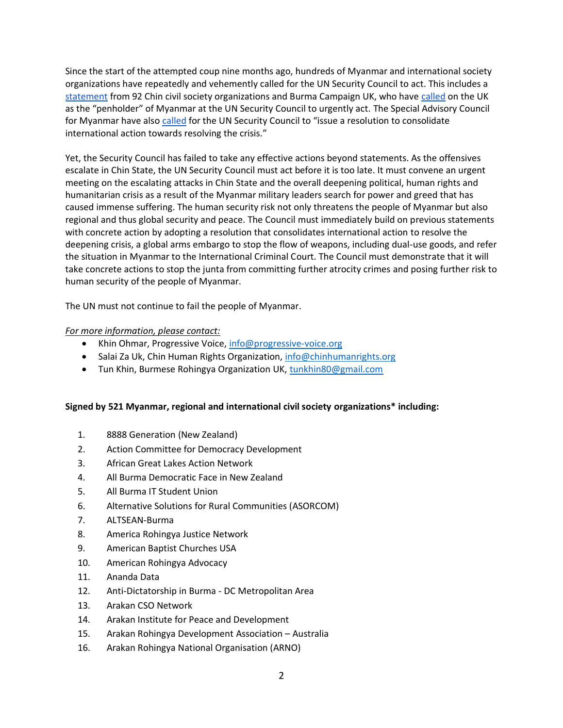Since the start of the attempted coup nine months ago, hundreds of Myanmar and international society organizations have repeatedly and vehemently called for the UN Security Council to act. This includes a statement from 92 Chin civil society organizations and Burma Campaign UK, who have called on the UK as the "penholder" of Myanmar at the UN Security Council to urgently act. The Special Advisory Council for Myanmar have also called for the UN Security Council to "issue a resolution to consolidate international action towards resolving the crisis."

Yet, the Security Council has failed to take any effective actions beyond statements. As the offensives escalate in Chin State, the UN Security Council must act before it is too late. It must convene an urgent meeting on the escalating attacks in Chin State and the overall deepening political, human rights and humanitarian crisis as a result of the Myanmar military leaders search for power and greed that has caused immense suffering. The human security risk not only threatens the people of Myanmar but also regional and thus global security and peace. The Council must immediately build on previous statements with concrete action by adopting a resolution that consolidates international action to resolve the deepening crisis, a global arms embargo to stop the flow of weapons, including dual-use goods, and refer the situation in Myanmar to the International Criminal Court. The Council must demonstrate that it will take concrete actions to stop the junta from committing further atrocity crimes and posing further risk to human security of the people of Myanmar.

The UN must not continue to fail the people of Myanmar.

*For more information, please contact:*

- Khin Ohmar, Progressive Voice, info@progressive-voice.org
- Salai Za Uk, Chin Human Rights Organization, info@chinhumanrights.org
- Tun Khin, Burmese Rohingya Organization UK, tunkhin80@gmail.com

**Signed by 521 Myanmar, regional and international civil society organizations* including:**

1. 8888 Generation (New Zealand)
2. Action Committee for Democracy Development
3. African Great Lakes Action Network
4. All Burma Democratic Face in New Zealand
5. All Burma IT Student Union
6. Alternative Solutions for Rural Communities (ASORCOM)
7. ALTSEAN-Burma
8. America Rohingya Justice Network
9. American Baptist Churches USA
10. American Rohingya Advocacy
11. Ananda Data
12. Anti-Dictatorship in Burma - DC Metropolitan Area
13. Arakan CSO Network
14. Arakan Institute for Peace and Development
15. Arakan Rohingya Development Association – Australia
16. Arakan Rohingya National Organisation (ARNO)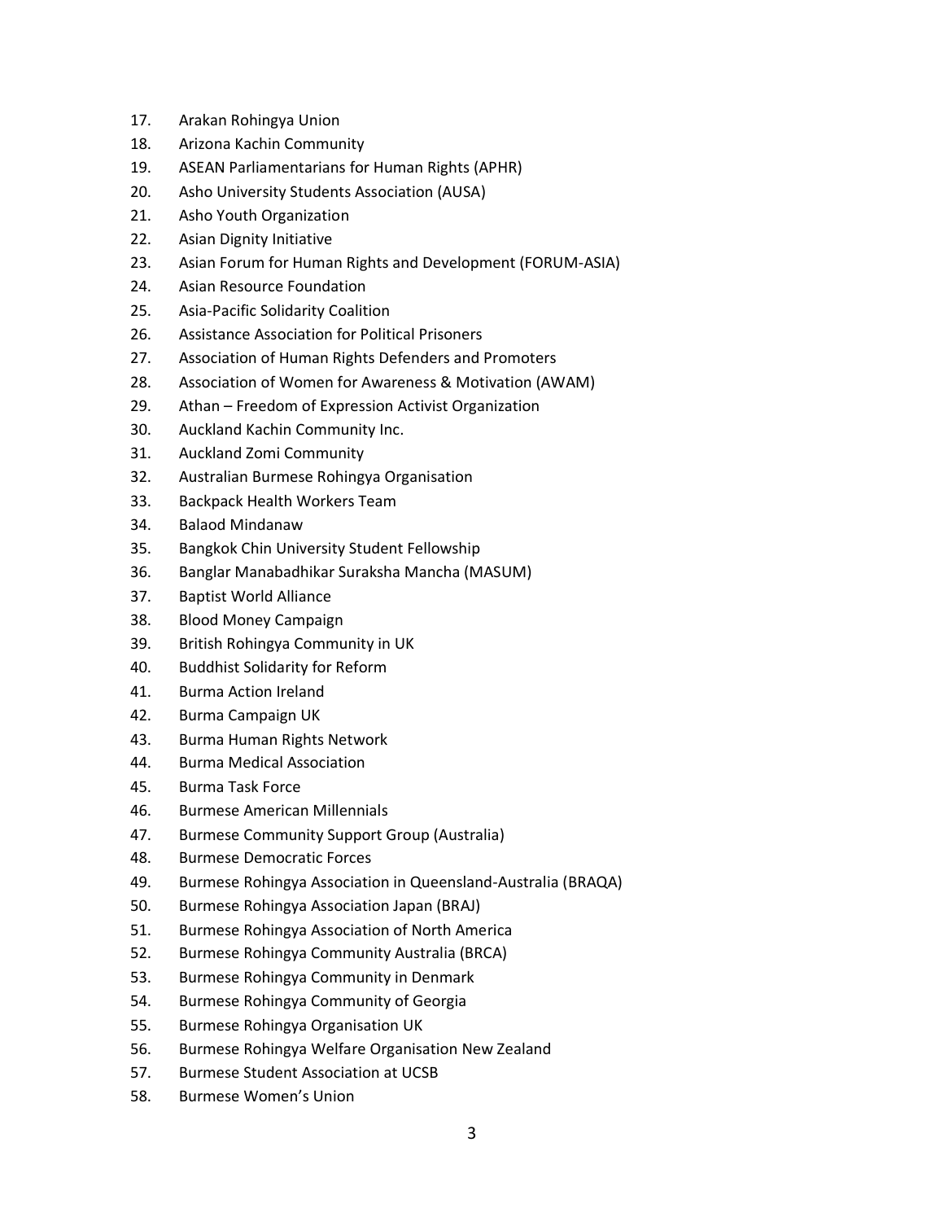17. Arakan Rohingya Union
18. Arizona Kachin Community
19. ASEAN Parliamentarians for Human Rights (APHR)
20. Asho University Students Association (AUSA)
21. Asho Youth Organization
22. Asian Dignity Initiative
23. Asian Forum for Human Rights and Development (FORUM-ASIA)
24. Asian Resource Foundation
25. Asia-Pacific Solidarity Coalition
26. Assistance Association for Political Prisoners
27. Association of Human Rights Defenders and Promoters
28. Association of Women for Awareness & Motivation (AWAM)
29. Athan – Freedom of Expression Activist Organization
30. Auckland Kachin Community Inc.
31. Auckland Zomi Community
32. Australian Burmese Rohingya Organisation
33. Backpack Health Workers Team
34. Balaod Mindanaw
35. Bangkok Chin University Student Fellowship
36. Banglar Manabadhikar Suraksha Mancha (MASUM)
37. Baptist World Alliance
38. Blood Money Campaign
39. British Rohingya Community in UK
40. Buddhist Solidarity for Reform
41. Burma Action Ireland
42. Burma Campaign UK
43. Burma Human Rights Network
44. Burma Medical Association
45. Burma Task Force
46. Burmese American Millennials
47. Burmese Community Support Group (Australia)
48. Burmese Democratic Forces
49. Burmese Rohingya Association in Queensland-Australia (BRAQA)
50. Burmese Rohingya Association Japan (BRAJ)
51. Burmese Rohingya Association of North America
52. Burmese Rohingya Community Australia (BRCA)
53. Burmese Rohingya Community in Denmark
54. Burmese Rohingya Community of Georgia
55. Burmese Rohingya Organisation UK
56. Burmese Rohingya Welfare Organisation New Zealand
57. Burmese Student Association at UCSB
58. Burmese Women's Union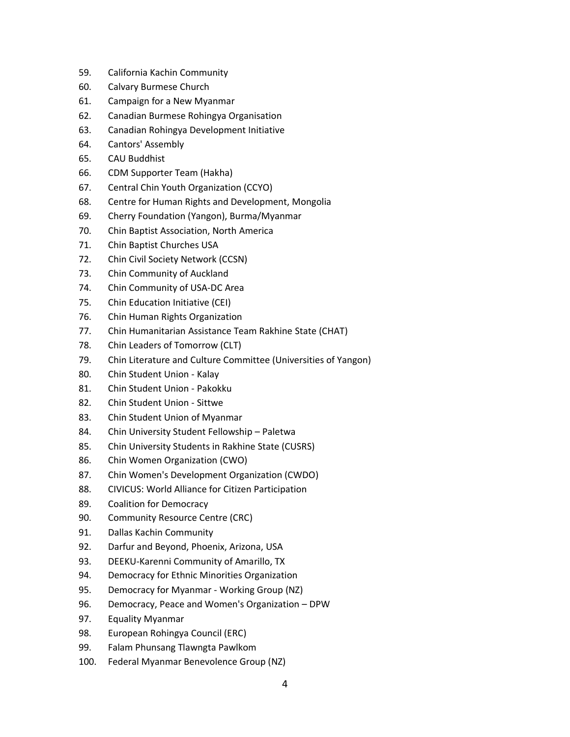59. California Kachin Community
60. Calvary Burmese Church
61. Campaign for a New Myanmar
62. Canadian Burmese Rohingya Organisation
63. Canadian Rohingya Development Initiative
64. Cantors' Assembly
65. CAU Buddhist
66. CDM Supporter Team (Hakha)
67. Central Chin Youth Organization (CCYO)
68. Centre for Human Rights and Development, Mongolia
69. Cherry Foundation (Yangon), Burma/Myanmar
70. Chin Baptist Association, North America
71. Chin Baptist Churches USA
72. Chin Civil Society Network (CCSN)
73. Chin Community of Auckland
74. Chin Community of USA-DC Area
75. Chin Education Initiative (CEI)
76. Chin Human Rights Organization
77. Chin Humanitarian Assistance Team Rakhine State (CHAT)
78. Chin Leaders of Tomorrow (CLT)
79. Chin Literature and Culture Committee (Universities of Yangon)
80. Chin Student Union - Kalay
81. Chin Student Union - Pakokku
82. Chin Student Union - Sittwe
83. Chin Student Union of Myanmar
84. Chin University Student Fellowship – Paletwa
85. Chin University Students in Rakhine State (CUSRS)
86. Chin Women Organization (CWO)
87. Chin Women's Development Organization (CWDO)
88. CIVICUS: World Alliance for Citizen Participation
89. Coalition for Democracy
90. Community Resource Centre (CRC)
91. Dallas Kachin Community
92. Darfur and Beyond, Phoenix, Arizona, USA
93. DEEKU-Karenni Community of Amarillo, TX
94. Democracy for Ethnic Minorities Organization
95. Democracy for Myanmar - Working Group (NZ)
96. Democracy, Peace and Women's Organization – DPW
97. Equality Myanmar
98. European Rohingya Council (ERC)
99. Falam Phunsang Tlawngta Pawlkom
100. Federal Myanmar Benevolence Group (NZ)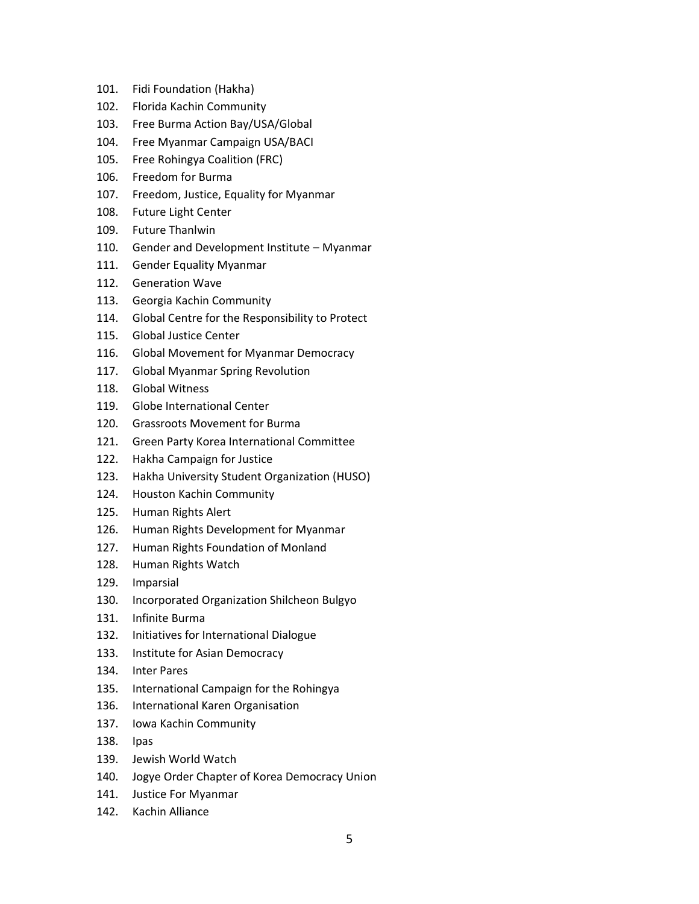101. Fidi Foundation (Hakha)
102. Florida Kachin Community
103. Free Burma Action Bay/USA/Global
104. Free Myanmar Campaign USA/BACI
105. Free Rohingya Coalition (FRC)
106. Freedom for Burma
107. Freedom, Justice, Equality for Myanmar
108. Future Light Center
109. Future Thanlwin
110. Gender and Development Institute – Myanmar
111. Gender Equality Myanmar
112. Generation Wave
113. Georgia Kachin Community
114. Global Centre for the Responsibility to Protect
115. Global Justice Center
116. Global Movement for Myanmar Democracy
117. Global Myanmar Spring Revolution
118. Global Witness
119. Globe International Center
120. Grassroots Movement for Burma
121. Green Party Korea International Committee
122. Hakha Campaign for Justice
123. Hakha University Student Organization (HUSO)
124. Houston Kachin Community
125. Human Rights Alert
126. Human Rights Development for Myanmar
127. Human Rights Foundation of Monland
128. Human Rights Watch
129. Imparsial
130. Incorporated Organization Shilcheon Bulgyo
131. Infinite Burma
132. Initiatives for International Dialogue
133. Institute for Asian Democracy
134. Inter Pares
135. International Campaign for the Rohingya
136. International Karen Organisation
137. Iowa Kachin Community
138. Ipas
139. Jewish World Watch
140. Jogye Order Chapter of Korea Democracy Union
141. Justice For Myanmar
142. Kachin Alliance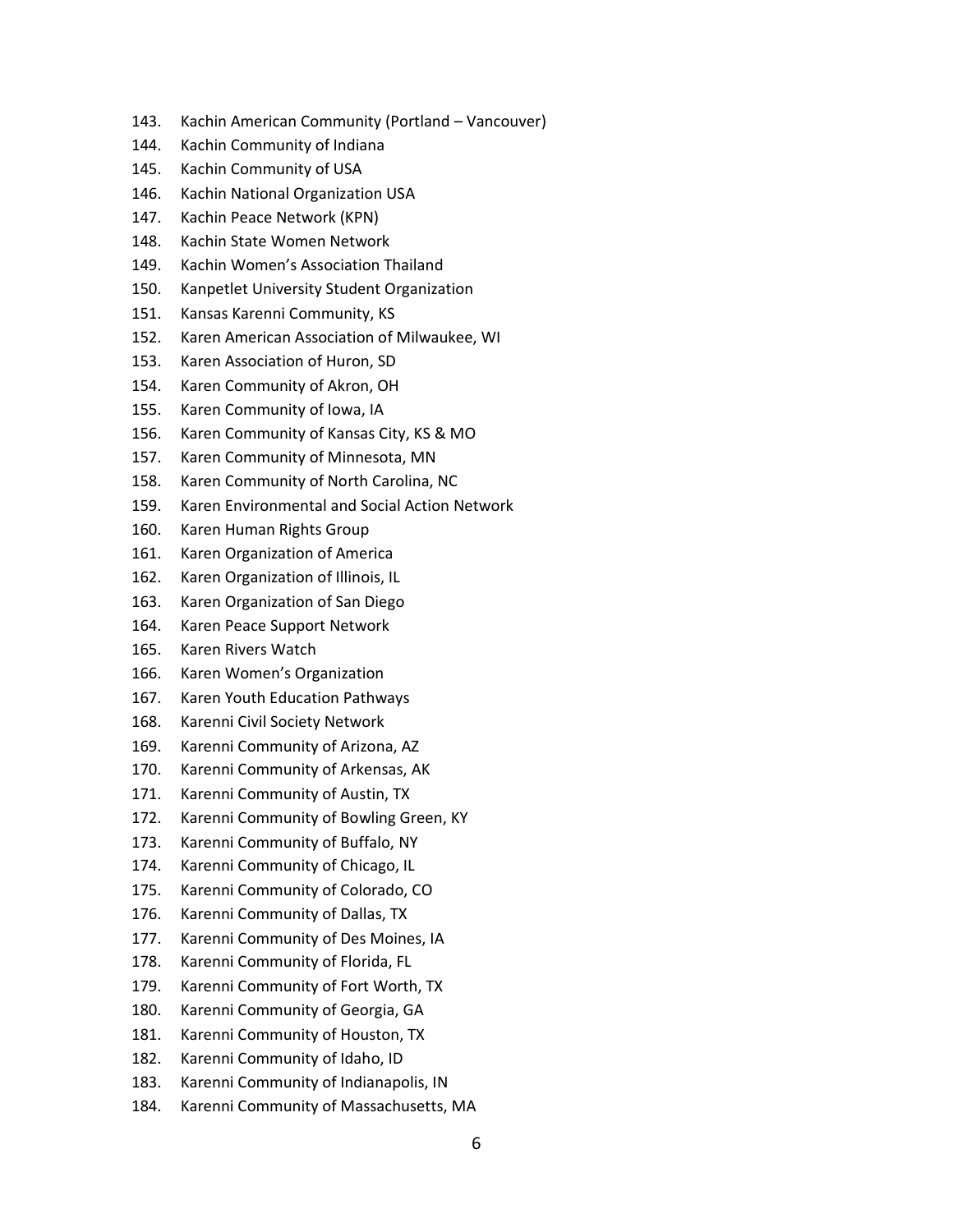143. Kachin American Community (Portland – Vancouver)
144. Kachin Community of Indiana
145. Kachin Community of USA
146. Kachin National Organization USA
147. Kachin Peace Network (KPN)
148. Kachin State Women Network
149. Kachin Women's Association Thailand
150. Kanpetlet University Student Organization
151. Kansas Karenni Community, KS
152. Karen American Association of Milwaukee, WI
153. Karen Association of Huron, SD
154. Karen Community of Akron, OH
155. Karen Community of Iowa, IA
156. Karen Community of Kansas City, KS & MO
157. Karen Community of Minnesota, MN
158. Karen Community of North Carolina, NC
159. Karen Environmental and Social Action Network
160. Karen Human Rights Group
161. Karen Organization of America
162. Karen Organization of Illinois, IL
163. Karen Organization of San Diego
164. Karen Peace Support Network
165. Karen Rivers Watch
166. Karen Women's Organization
167. Karen Youth Education Pathways
168. Karenni Civil Society Network
169. Karenni Community of Arizona, AZ
170. Karenni Community of Arkensas, AK
171. Karenni Community of Austin, TX
172. Karenni Community of Bowling Green, KY
173. Karenni Community of Buffalo, NY
174. Karenni Community of Chicago, IL
175. Karenni Community of Colorado, CO
176. Karenni Community of Dallas, TX
177. Karenni Community of Des Moines, IA
178. Karenni Community of Florida, FL
179. Karenni Community of Fort Worth, TX
180. Karenni Community of Georgia, GA
181. Karenni Community of Houston, TX
182. Karenni Community of Idaho, ID
183. Karenni Community of Indianapolis, IN
184. Karenni Community of Massachusetts, MA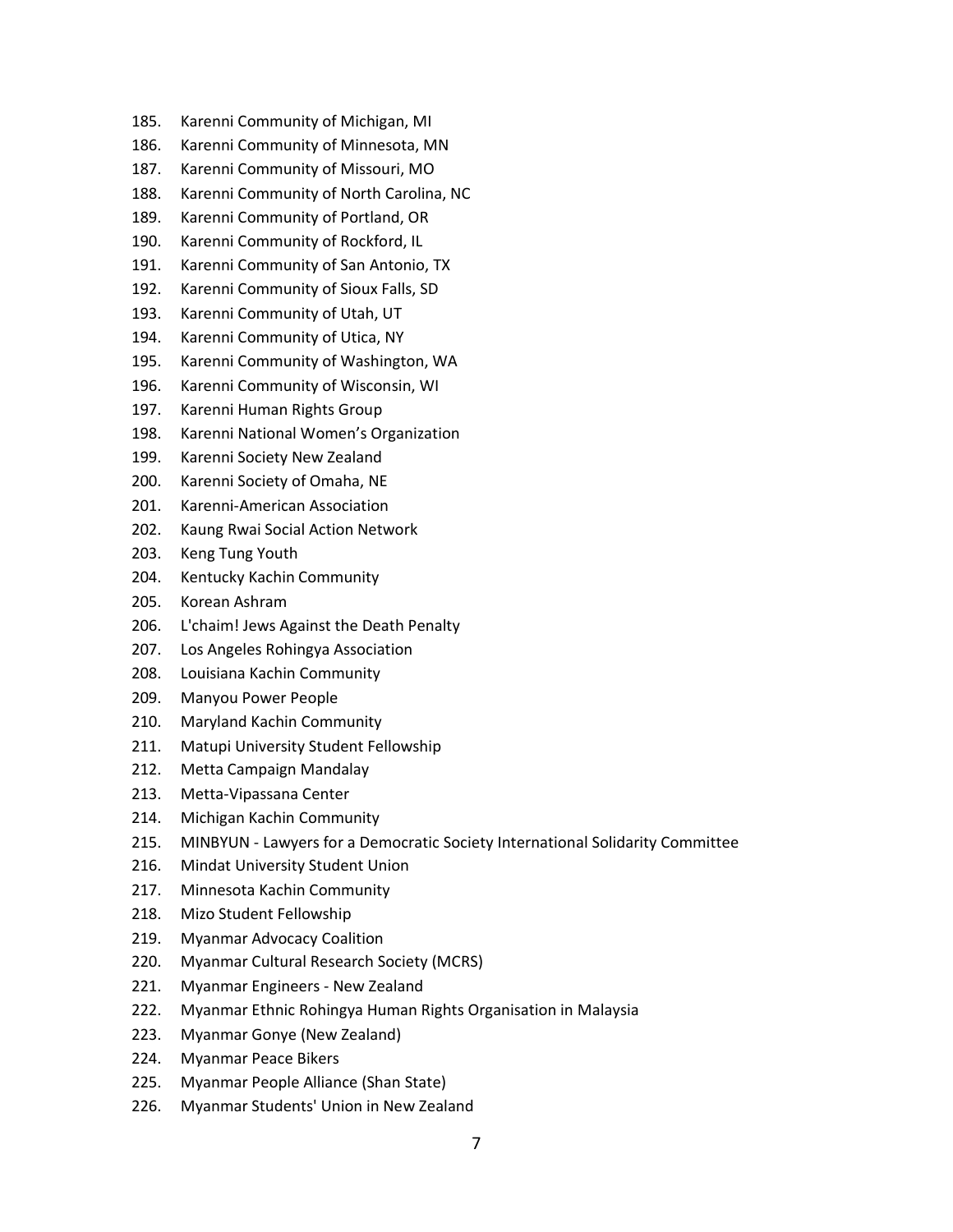185. Karenni Community of Michigan, MI
186. Karenni Community of Minnesota, MN
187. Karenni Community of Missouri, MO
188. Karenni Community of North Carolina, NC
189. Karenni Community of Portland, OR
190. Karenni Community of Rockford, IL
191. Karenni Community of San Antonio, TX
192. Karenni Community of Sioux Falls, SD
193. Karenni Community of Utah, UT
194. Karenni Community of Utica, NY
195. Karenni Community of Washington, WA
196. Karenni Community of Wisconsin, WI
197. Karenni Human Rights Group
198. Karenni National Women's Organization
199. Karenni Society New Zealand
200. Karenni Society of Omaha, NE
201. Karenni-American Association
202. Kaung Rwai Social Action Network
203. Keng Tung Youth
204. Kentucky Kachin Community
205. Korean Ashram
206. L'chaim! Jews Against the Death Penalty
207. Los Angeles Rohingya Association
208. Louisiana Kachin Community
209. Manyou Power People
210. Maryland Kachin Community
211. Matupi University Student Fellowship
212. Metta Campaign Mandalay
213. Metta-Vipassana Center
214. Michigan Kachin Community
215. MINBYUN - Lawyers for a Democratic Society International Solidarity Committee
216. Mindat University Student Union
217. Minnesota Kachin Community
218. Mizo Student Fellowship
219. Myanmar Advocacy Coalition
220. Myanmar Cultural Research Society (MCRS)
221. Myanmar Engineers - New Zealand
222. Myanmar Ethnic Rohingya Human Rights Organisation in Malaysia
223. Myanmar Gonye (New Zealand)
224. Myanmar Peace Bikers
225. Myanmar People Alliance (Shan State)
226. Myanmar Students' Union in New Zealand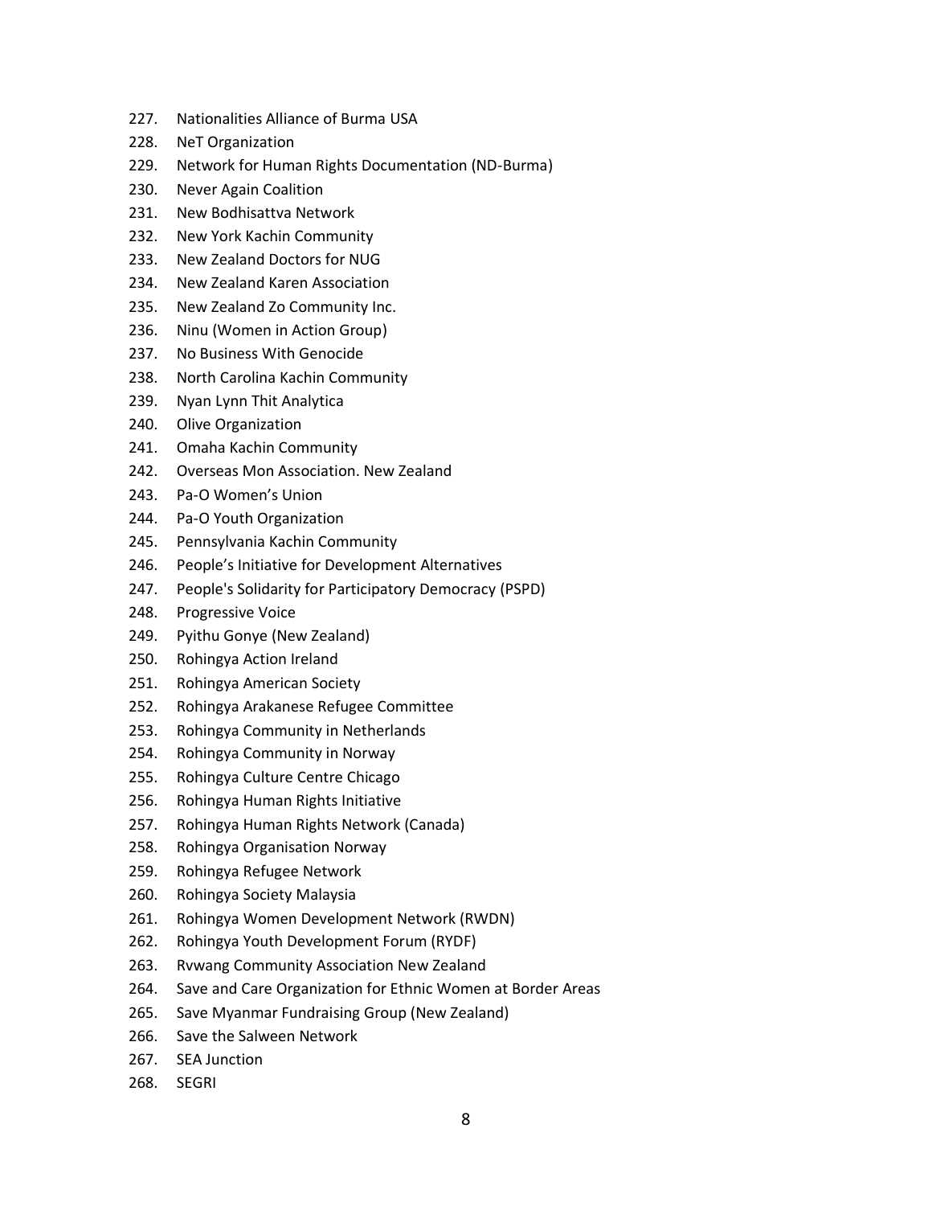227. Nationalities Alliance of Burma USA
228. NeT Organization
229. Network for Human Rights Documentation (ND-Burma)
230. Never Again Coalition
231. New Bodhisattva Network
232. New York Kachin Community
233. New Zealand Doctors for NUG
234. New Zealand Karen Association
235. New Zealand Zo Community Inc.
236. Ninu (Women in Action Group)
237. No Business With Genocide
238. North Carolina Kachin Community
239. Nyan Lynn Thit Analytica
240. Olive Organization
241. Omaha Kachin Community
242. Overseas Mon Association. New Zealand
243. Pa-O Women's Union
244. Pa-O Youth Organization
245. Pennsylvania Kachin Community
246. People's Initiative for Development Alternatives
247. People's Solidarity for Participatory Democracy (PSPD)
248. Progressive Voice
249. Pyithu Gonye (New Zealand)
250. Rohingya Action Ireland
251. Rohingya American Society
252. Rohingya Arakanese Refugee Committee
253. Rohingya Community in Netherlands
254. Rohingya Community in Norway
255. Rohingya Culture Centre Chicago
256. Rohingya Human Rights Initiative
257. Rohingya Human Rights Network (Canada)
258. Rohingya Organisation Norway
259. Rohingya Refugee Network
260. Rohingya Society Malaysia
261. Rohingya Women Development Network (RWDN)
262. Rohingya Youth Development Forum (RYDF)
263. Rvwang Community Association New Zealand
264. Save and Care Organization for Ethnic Women at Border Areas
265. Save Myanmar Fundraising Group (New Zealand)
266. Save the Salween Network
267. SEA Junction
268. SEGRI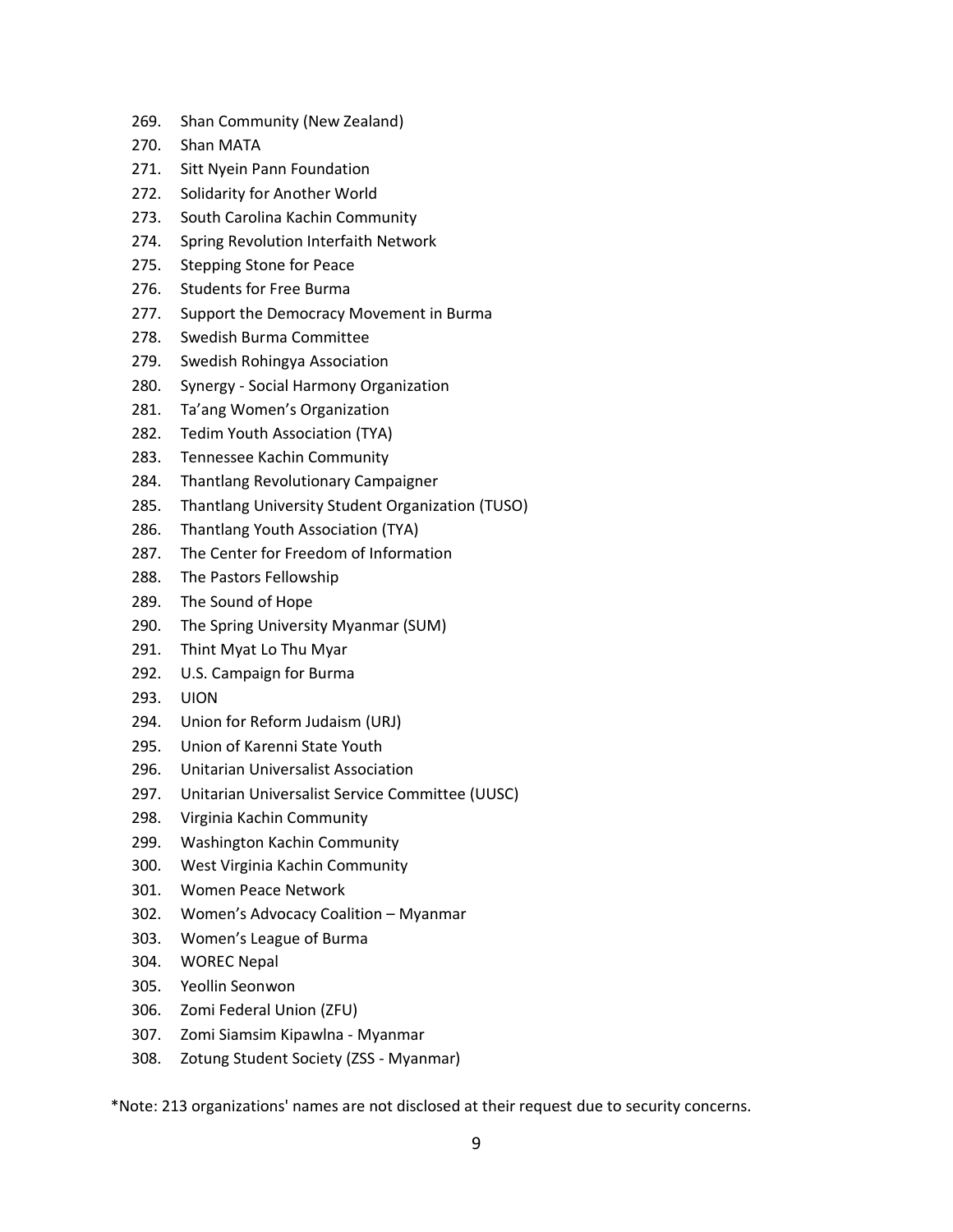269. Shan Community (New Zealand)
270. Shan MATA
271. Sitt Nyein Pann Foundation
272. Solidarity for Another World
273. South Carolina Kachin Community
274. Spring Revolution Interfaith Network
275. Stepping Stone for Peace
276. Students for Free Burma
277. Support the Democracy Movement in Burma
278. Swedish Burma Committee
279. Swedish Rohingya Association
280. Synergy - Social Harmony Organization
281. Ta'ang Women's Organization
282. Tedim Youth Association (TYA)
283. Tennessee Kachin Community
284. Thantlang Revolutionary Campaigner
285. Thantlang University Student Organization (TUSO)
286. Thantlang Youth Association (TYA)
287. The Center for Freedom of Information
288. The Pastors Fellowship
289. The Sound of Hope
290. The Spring University Myanmar (SUM)
291. Thint Myat Lo Thu Myar
292. U.S. Campaign for Burma
293. UION
294. Union for Reform Judaism (URJ)
295. Union of Karenni State Youth
296. Unitarian Universalist Association
297. Unitarian Universalist Service Committee (UUSC)
298. Virginia Kachin Community
299. Washington Kachin Community
300. West Virginia Kachin Community
301. Women Peace Network
302. Women's Advocacy Coalition – Myanmar
303. Women's League of Burma
304. WOREC Nepal
305. Yeollin Seonwon
306. Zomi Federal Union (ZFU)
307. Zomi Siamsim Kipawlna - Myanmar
308. Zotung Student Society (ZSS - Myanmar)

*Note: 213 organizations' names are not disclosed at their request due to security concerns.